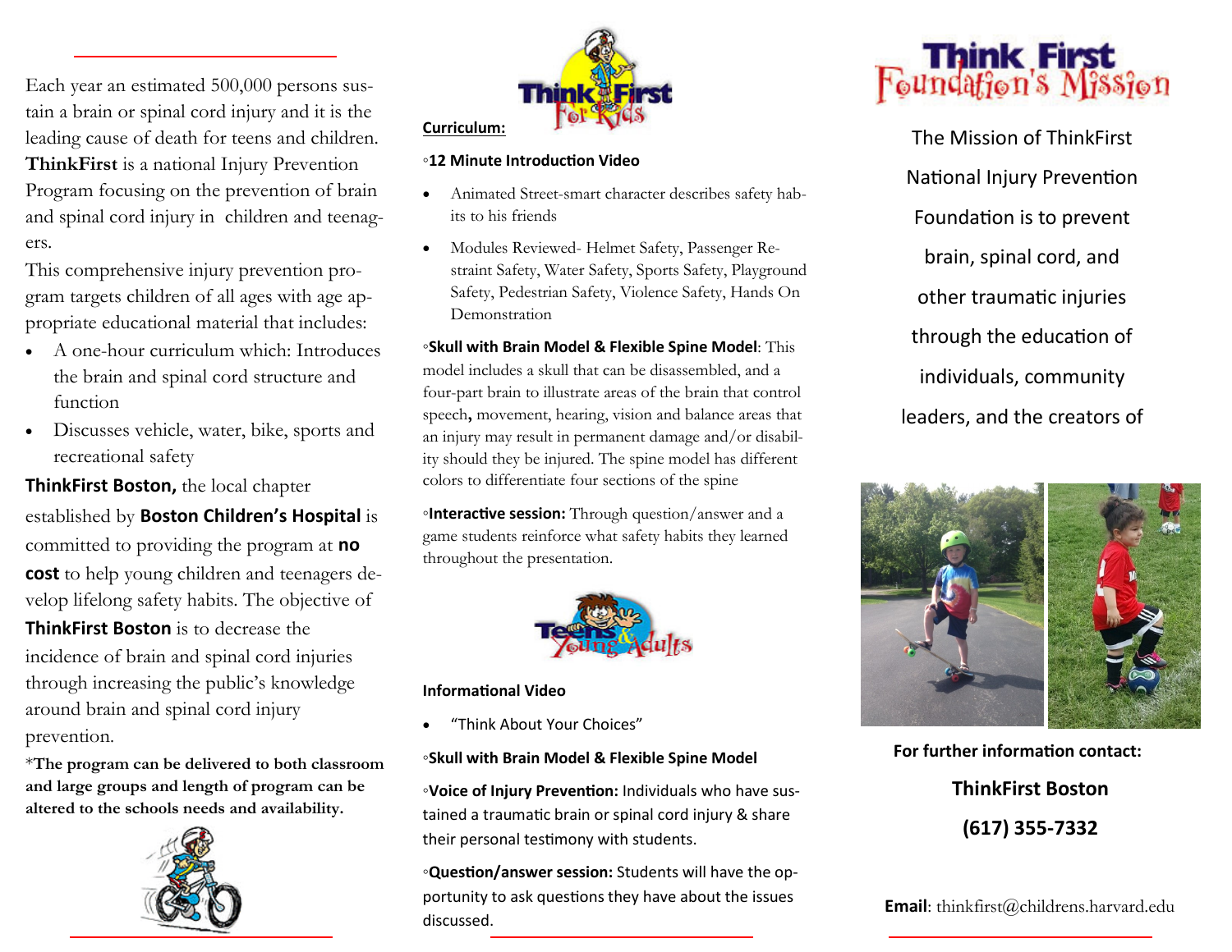Each year an estimated 500,000 persons sustain a brain or spinal cord injury and it is the leading cause of death for teens and children. **ThinkFirst** is a national Injury Prevention Program focusing on the prevention of brain and spinal cord injury in children and teenagers.

This comprehensive injury prevention program targets children of all ages with age appropriate educational material that includes:

- A one-hour curriculum which: Introduces the brain and spinal cord structure and function
- Discusses vehicle, water, bike, sports and recreational safety

**ThinkFirst Boston,** the local chapter established by **Boston Children's Hospital** is committed to providing the program at **no cost** to help young children and teenagers develop lifelong safety habits. The objective of **ThinkFirst Boston** is to decrease the incidence of brain and spinal cord injuries through increasing the public's knowledge around brain and spinal cord injury prevention.

*__The program can be delivered to both classroom and large groups and length of program can be altered to the schools needs and availability.__

## Think First For Kids

**Curriculum:**

◦**12 Minute Introduction Video**

- Animated Street-smart character describes safety habits to his friends
- Modules Reviewed- Helmet Safety, Passenger Restraint Safety, Water Safety, Sports Safety, Playground Safety, Pedestrian Safety, Violence Safety, Hands On Demonstration

◦**Skull with Brain Model & Flexible Spine Model**: This model includes a skull that can be disassembled, and a four-part brain to illustrate areas of the brain that control speech**,** movement, hearing, vision and balance areas that an injury may result in permanent damage and/or disability should they be injured. The spine model has different colors to differentiate four sections of the spine

◦**Interactive session:** Through question/answer and a game students reinforce what safety habits they learned throughout the presentation.

## Teens & Young Adults

**Informational Video**

- "Think About Your Choices"

◦**Skull with Brain Model & Flexible Spine Model**

◦**Voice of Injury Prevention:** Individuals who have sustained a traumatic brain or spinal cord injury & share their personal testimony with students.

◦**Question/answer session:** Students will have the opportunity to ask questions they have about the issues discussed.

# Think First Foundation's Mission

The Mission of ThinkFirst National Injury Prevention Foundation is to prevent brain, spinal cord, and other traumatic injuries through the education of individuals, community leaders, and the creators of

**For further information contact:**

**ThinkFirst Boston**

**(617) 355-7332**

**Email**: thinkfirst@childrens.harvard.edu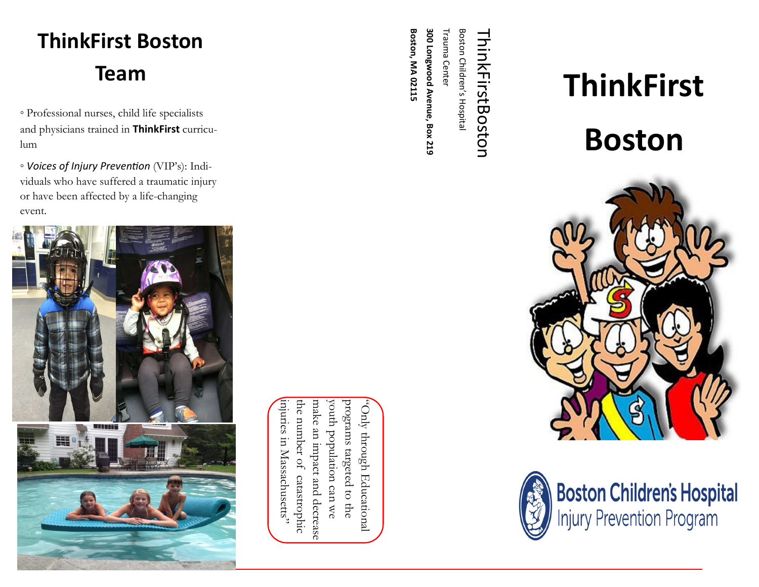# ThinkFirst Boston Team

◦ Professional nurses, child life specialists and physicians trained in **ThinkFirst** curriculum

◦ ***Voices of Injury Prevention*** (VIP's): Individuals who have suffered a traumatic injury or have been affected by a life-changing event.

"Only through Educational programs targeted to the youth population can we make an impact and decrease the number of catastrophic injuries in Massachusetts"

ThinkFirstBoston

Boston Children's Hospital

Trauma Center

**300 Longwood Avenue, Box 219**

**Boston, MA 02115**

# ThinkFirst Boston

Boston Children's Hospital
Injury Prevention Program